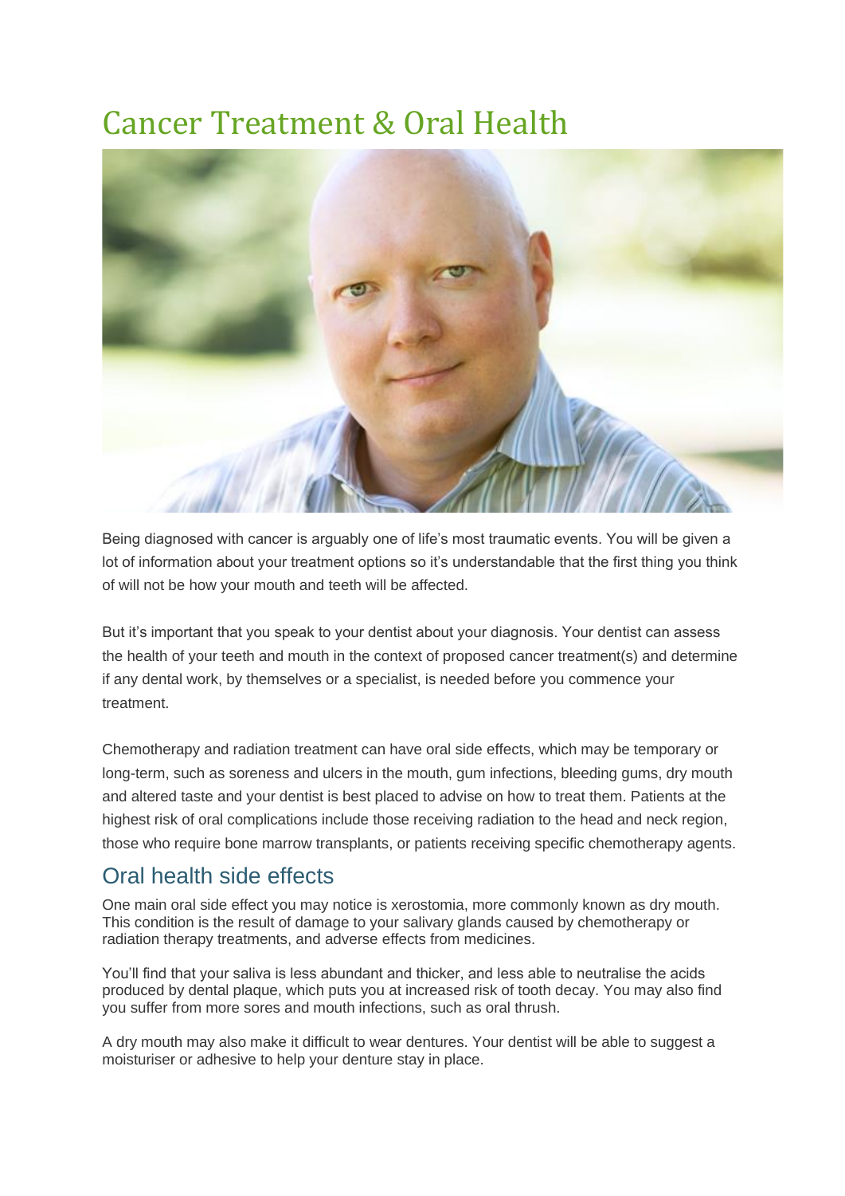# Cancer Treatment & Oral Health

Being diagnosed with cancer is arguably one of life's most traumatic events. You will be given a lot of information about your treatment options so it's understandable that the first thing you think of will not be how your mouth and teeth will be affected.

But it's important that you speak to your dentist about your diagnosis. Your dentist can assess the health of your teeth and mouth in the context of proposed cancer treatment(s) and determine if any dental work, by themselves or a specialist, is needed before you commence your treatment.

Chemotherapy and radiation treatment can have oral side effects, which may be temporary or long-term, such as soreness and ulcers in the mouth, gum infections, bleeding gums, dry mouth and altered taste and your dentist is best placed to advise on how to treat them. Patients at the highest risk of oral complications include those receiving radiation to the head and neck region, those who require bone marrow transplants, or patients receiving specific chemotherapy agents.

## Oral health side effects

One main oral side effect you may notice is xerostomia, more commonly known as dry mouth. This condition is the result of damage to your salivary glands caused by chemotherapy or radiation therapy treatments, and adverse effects from medicines.

You'll find that your saliva is less abundant and thicker, and less able to neutralise the acids produced by dental plaque, which puts you at increased risk of tooth decay. You may also find you suffer from more sores and mouth infections, such as oral thrush.

A dry mouth may also make it difficult to wear dentures. Your dentist will be able to suggest a moisturiser or adhesive to help your denture stay in place.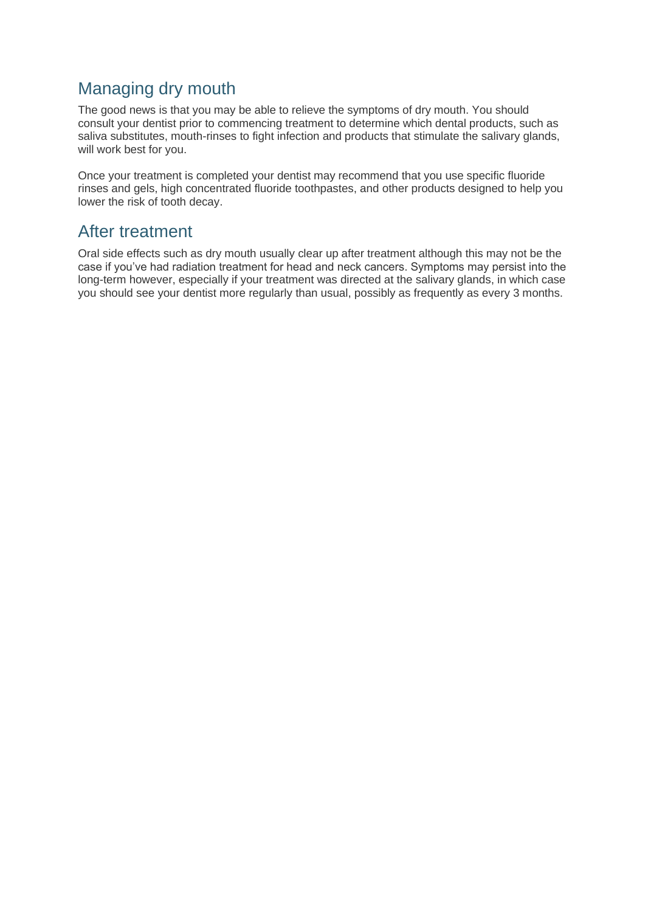## Managing dry mouth

The good news is that you may be able to relieve the symptoms of dry mouth. You should consult your dentist prior to commencing treatment to determine which dental products, such as saliva substitutes, mouth-rinses to fight infection and products that stimulate the salivary glands, will work best for you.

Once your treatment is completed your dentist may recommend that you use specific fluoride rinses and gels, high concentrated fluoride toothpastes, and other products designed to help you lower the risk of tooth decay.

## After treatment

Oral side effects such as dry mouth usually clear up after treatment although this may not be the case if you've had radiation treatment for head and neck cancers. Symptoms may persist into the long-term however, especially if your treatment was directed at the salivary glands, in which case you should see your dentist more regularly than usual, possibly as frequently as every 3 months.